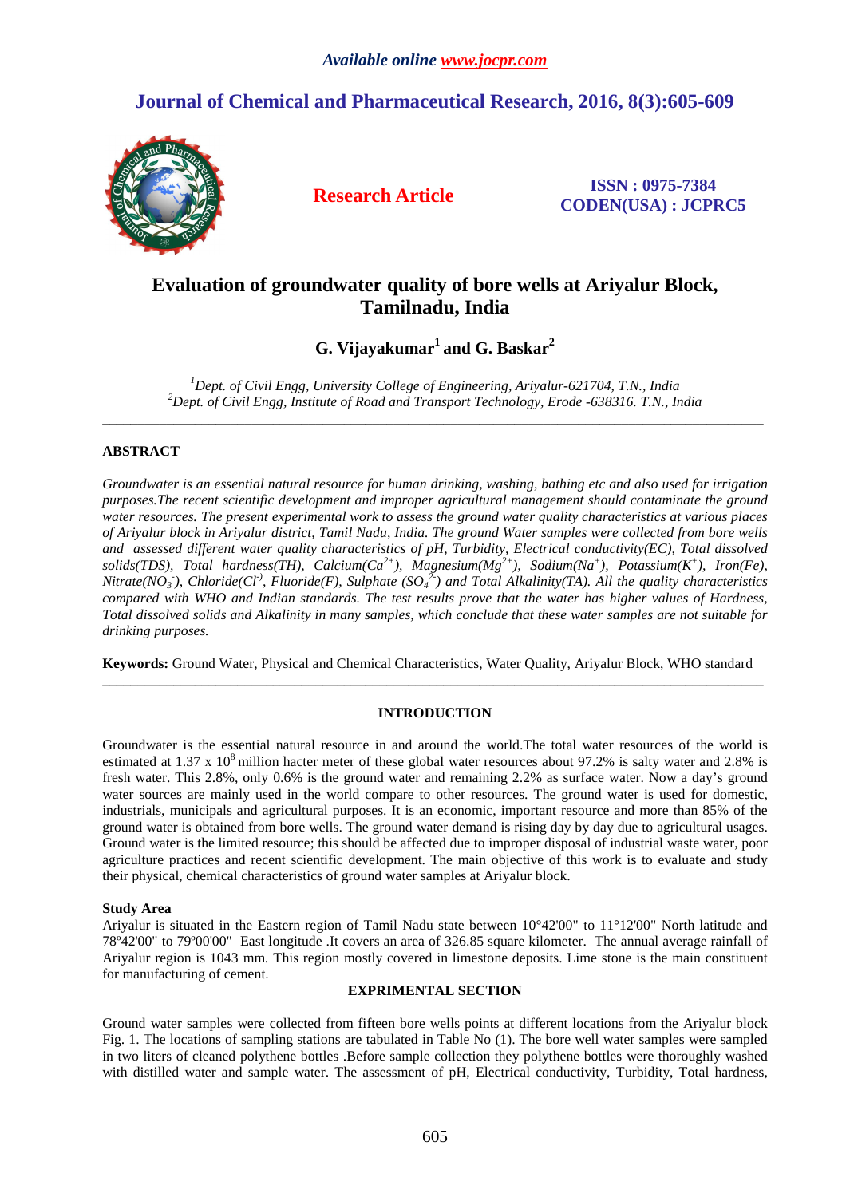Available online www.jocpr.com

# Journal of Chemical and Pharmaceutical Research, 2016, 8(3):605-609

**Research Article**

**ISSN : 0975-7384**
**CODEN(USA) : JCPRC5**

# Evaluation of groundwater quality of bore wells at Ariyalur Block, Tamilnadu, India

**G. Vijayakumar[1] and G. Baskar[2]**

*[1]Dept. of Civil Engg, University College of Engineering, Ariyalur-621704, T.N., India*
*[2]Dept. of Civil Engg, Institute of Road and Transport Technology, Erode -638316. T.N., India*

---

## ABSTRACT

*Groundwater is an essential natural resource for human drinking, washing, bathing etc and also used for irrigation purposes.The recent scientific development and improper agricultural management should contaminate the ground water resources. The present experimental work to assess the ground water quality characteristics at various places of Ariyalur block in Ariyalur district, Tamil Nadu, India. The ground Water samples were collected from bore wells and assessed different water quality characteristics of pH, Turbidity, Electrical conductivity(EC), Total dissolved solids(TDS), Total hardness(TH), Calcium($Ca^{2+}$), Magnesium($Mg^{2+}$), Sodium($Na^{+}$), Potassium($K^{+}$), Iron(Fe), Nitrate($NO_3^{-}$), Chloride($Cl^{-}$), Fluoride(F), Sulphate ($SO_4^{2-}$) and Total Alkalinity(TA). All the quality characteristics compared with WHO and Indian standards. The test results prove that the water has higher values of Hardness, Total dissolved solids and Alkalinity in many samples, which conclude that these water samples are not suitable for drinking purposes.*

**Keywords:** Ground Water, Physical and Chemical Characteristics, Water Quality, Ariyalur Block, WHO standard

---

## INTRODUCTION

Groundwater is the essential natural resource in and around the world.The total water resources of the world is estimated at 1.37 x $10^8$ million hacter meter of these global water resources about 97.2% is salty water and 2.8% is fresh water. This 2.8%, only 0.6% is the ground water and remaining 2.2% as surface water. Now a day's ground water sources are mainly used in the world compare to other resources. The ground water is used for domestic, industrials, municipals and agricultural purposes. It is an economic, important resource and more than 85% of the ground water is obtained from bore wells. The ground water demand is rising day by day due to agricultural usages. Ground water is the limited resource; this should be affected due to improper disposal of industrial waste water, poor agriculture practices and recent scientific development. The main objective of this work is to evaluate and study their physical, chemical characteristics of ground water samples at Ariyalur block.

### Study Area

Ariyalur is situated in the Eastern region of Tamil Nadu state between 10°42'00" to 11°12'00" North latitude and 78º42'00" to 79º00'00" East longitude .It covers an area of 326.85 square kilometer. The annual average rainfall of Ariyalur region is 1043 mm. This region mostly covered in limestone deposits. Lime stone is the main constituent for manufacturing of cement.

## EXPRIMENTAL SECTION

Ground water samples were collected from fifteen bore wells points at different locations from the Ariyalur block Fig. 1. The locations of sampling stations are tabulated in Table No (1). The bore well water samples were sampled in two liters of cleaned polythene bottles .Before sample collection they polythene bottles were thoroughly washed with distilled water and sample water. The assessment of pH, Electrical conductivity, Turbidity, Total hardness,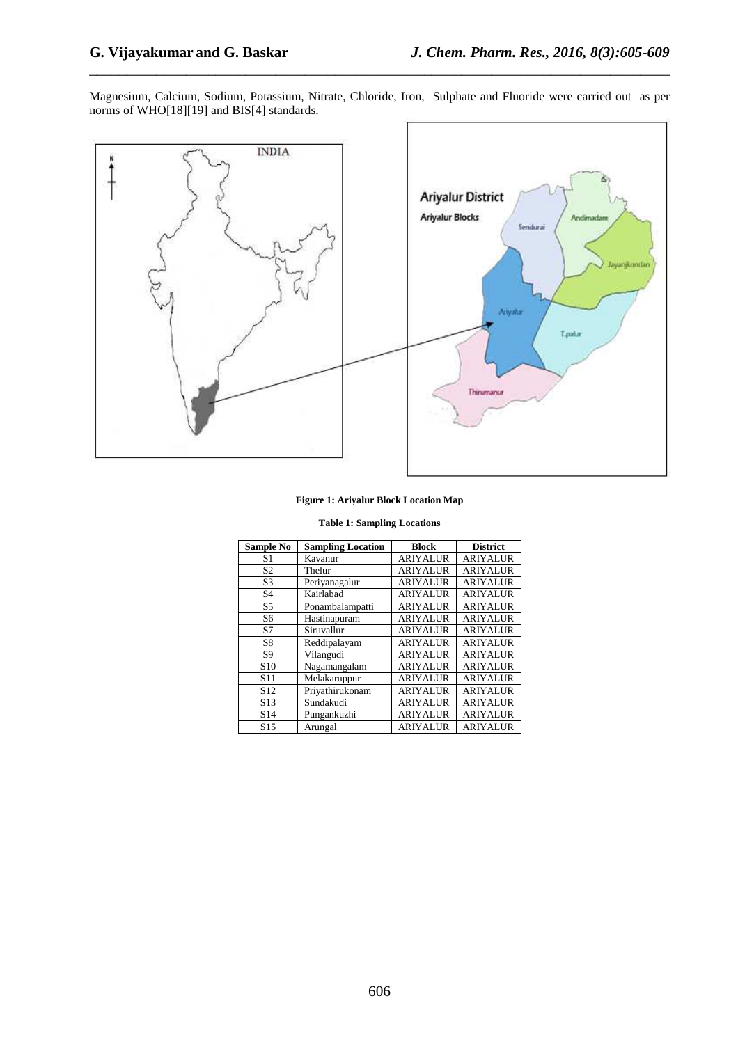Magnesium, Calcium, Sodium, Potassium, Nitrate, Chloride, Iron, Sulphate and Fluoride were carried out as per norms of WHO[18][19] and BIS[4] standards.

**Figure 1: Ariyalur Block Location Map**

**Table 1: Sampling Locations**

| Sample No | Sampling Location | Block | District |
|---|---|---|---|
| S1 | Kavanur | ARIYALUR | ARIYALUR |
| S2 | Thelur | ARIYALUR | ARIYALUR |
| S3 | Periyanagalur | ARIYALUR | ARIYALUR |
| S4 | Kairlabad | ARIYALUR | ARIYALUR |
| S5 | Ponambalampatti | ARIYALUR | ARIYALUR |
| S6 | Hastinapuram | ARIYALUR | ARIYALUR |
| S7 | Siruvallur | ARIYALUR | ARIYALUR |
| S8 | Reddipalayam | ARIYALUR | ARIYALUR |
| S9 | Vilangudi | ARIYALUR | ARIYALUR |
| S10 | Nagamangalam | ARIYALUR | ARIYALUR |
| S11 | Melakaruppur | ARIYALUR | ARIYALUR |
| S12 | Priyathirukonam | ARIYALUR | ARIYALUR |
| S13 | Sundakudi | ARIYALUR | ARIYALUR |
| S14 | Pungankuzhi | ARIYALUR | ARIYALUR |
| S15 | Arungal | ARIYALUR | ARIYALUR |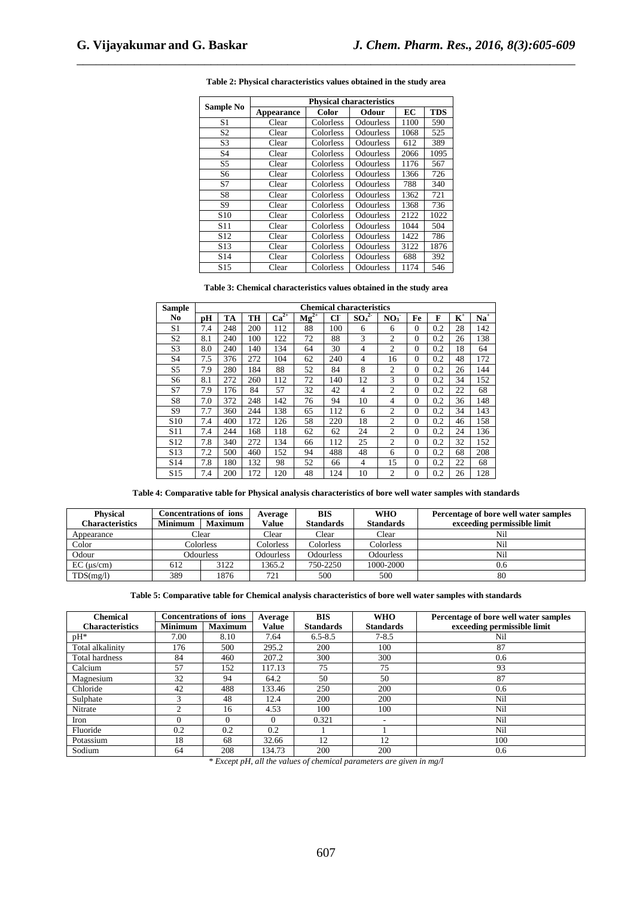**Table 2: Physical characteristics values obtained in the study area**

| Sample No | Physical characteristics | | | | |
|---|---|---|---|---|---|
| | Appearance | Color | Odour | EC | TDS |
| S1 | Clear | Colorless | Odourless | 1100 | 590 |
| S2 | Clear | Colorless | Odourless | 1068 | 525 |
| S3 | Clear | Colorless | Odourless | 612 | 389 |
| S4 | Clear | Colorless | Odourless | 2066 | 1095 |
| S5 | Clear | Colorless | Odourless | 1176 | 567 |
| S6 | Clear | Colorless | Odourless | 1366 | 726 |
| S7 | Clear | Colorless | Odourless | 788 | 340 |
| S8 | Clear | Colorless | Odourless | 1362 | 721 |
| S9 | Clear | Colorless | Odourless | 1368 | 736 |
| S10 | Clear | Colorless | Odourless | 2122 | 1022 |
| S11 | Clear | Colorless | Odourless | 1044 | 504 |
| S12 | Clear | Colorless | Odourless | 1422 | 786 |
| S13 | Clear | Colorless | Odourless | 3122 | 1876 |
| S14 | Clear | Colorless | Odourless | 688 | 392 |
| S15 | Clear | Colorless | Odourless | 1174 | 546 |

**Table 3: Chemical characteristics values obtained in the study area**

| Sample No | Chemical characteristics | | | | | | | | | | | |
|---|---|---|---|---|---|---|---|---|---|---|---|---|
| | pH | TA | TH | $Ca^{2+}$ | $Mg^{2+}$ | $Cl^-$ | $SO_4^{2-}$ | $NO_3^-$ | Fe | F | $K^+$ | $Na^+$ |
| S1 | 7.4 | 248 | 200 | 112 | 88 | 100 | 6 | 6 | 0 | 0.2 | 28 | 142 |
| S2 | 8.1 | 240 | 100 | 122 | 72 | 88 | 3 | 2 | 0 | 0.2 | 26 | 138 |
| S3 | 8.0 | 240 | 140 | 134 | 64 | 30 | 4 | 2 | 0 | 0.2 | 18 | 64 |
| S4 | 7.5 | 376 | 272 | 104 | 62 | 240 | 4 | 16 | 0 | 0.2 | 48 | 172 |
| S5 | 7.9 | 280 | 184 | 88 | 52 | 84 | 8 | 2 | 0 | 0.2 | 26 | 144 |
| S6 | 8.1 | 272 | 260 | 112 | 72 | 140 | 12 | 3 | 0 | 0.2 | 34 | 152 |
| S7 | 7.9 | 176 | 84 | 57 | 32 | 42 | 4 | 2 | 0 | 0.2 | 22 | 68 |
| S8 | 7.0 | 372 | 248 | 142 | 76 | 94 | 10 | 4 | 0 | 0.2 | 36 | 148 |
| S9 | 7.7 | 360 | 244 | 138 | 65 | 112 | 6 | 2 | 0 | 0.2 | 34 | 143 |
| S10 | 7.4 | 400 | 172 | 126 | 58 | 220 | 18 | 2 | 0 | 0.2 | 46 | 158 |
| S11 | 7.4 | 244 | 168 | 118 | 62 | 62 | 24 | 2 | 0 | 0.2 | 24 | 136 |
| S12 | 7.8 | 340 | 272 | 134 | 66 | 112 | 25 | 2 | 0 | 0.2 | 32 | 152 |
| S13 | 7.2 | 500 | 460 | 152 | 94 | 488 | 48 | 6 | 0 | 0.2 | 68 | 208 |
| S14 | 7.8 | 180 | 132 | 98 | 52 | 66 | 4 | 15 | 0 | 0.2 | 22 | 68 |
| S15 | 7.4 | 200 | 172 | 120 | 48 | 124 | 10 | 2 | 0 | 0.2 | 26 | 128 |

**Table 4: Comparative table for Physical analysis characteristics of bore well water samples with standards**

| Physical Characteristics | Concentrations of ions | | Average Value | BIS Standards | WHO Standards | Percentage of bore well water samples exceeding permissible limit |
|---|---|---|---|---|---|---|
| | Minimum | Maximum | | | | |
| Appearance | Clear | | Clear | Clear | Clear | Nil |
| Color | Colorless | | Colorless | Colorless | Colorless | Nil |
| Odour | Odourless | | Odourless | Odourless | Odourless | Nil |
| EC (µs/cm) | 612 | 3122 | 1365.2 | 750-2250 | 1000-2000 | 0.6 |
| TDS(mg/l) | 389 | 1876 | 721 | 500 | 500 | 80 |

**Table 5: Comparative table for Chemical analysis characteristics of bore well water samples with standards**

| Chemical Characteristics | Concentrations of ions | | Average Value | BIS Standards | WHO Standards | Percentage of bore well water samples exceeding permissible limit |
|---|---|---|---|---|---|---|
| | Minimum | Maximum | | | | |
| pH* | 7.00 | 8.10 | 7.64 | 6.5-8.5 | 7-8.5 | Nil |
| Total alkalinity | 176 | 500 | 295.2 | 200 | 100 | 87 |
| Total hardness | 84 | 460 | 207.2 | 300 | 300 | 0.6 |
| Calcium | 57 | 152 | 117.13 | 75 | 75 | 93 |
| Magnesium | 32 | 94 | 64.2 | 50 | 50 | 87 |
| Chloride | 42 | 488 | 133.46 | 250 | 200 | 0.6 |
| Sulphate | 3 | 48 | 12.4 | 200 | 200 | Nil |
| Nitrate | 2 | 16 | 4.53 | 100 | 100 | Nil |
| Iron | 0 | 0 | 0 | 0.321 | - | Nil |
| Fluoride | 0.2 | 0.2 | 0.2 | 1 | 1 | Nil |
| Potassium | 18 | 68 | 32.66 | 12 | 12 | 100 |
| Sodium | 64 | 208 | 134.73 | 200 | 200 | 0.6 |

*\* Except pH, all the values of chemical parameters are given in mg/l*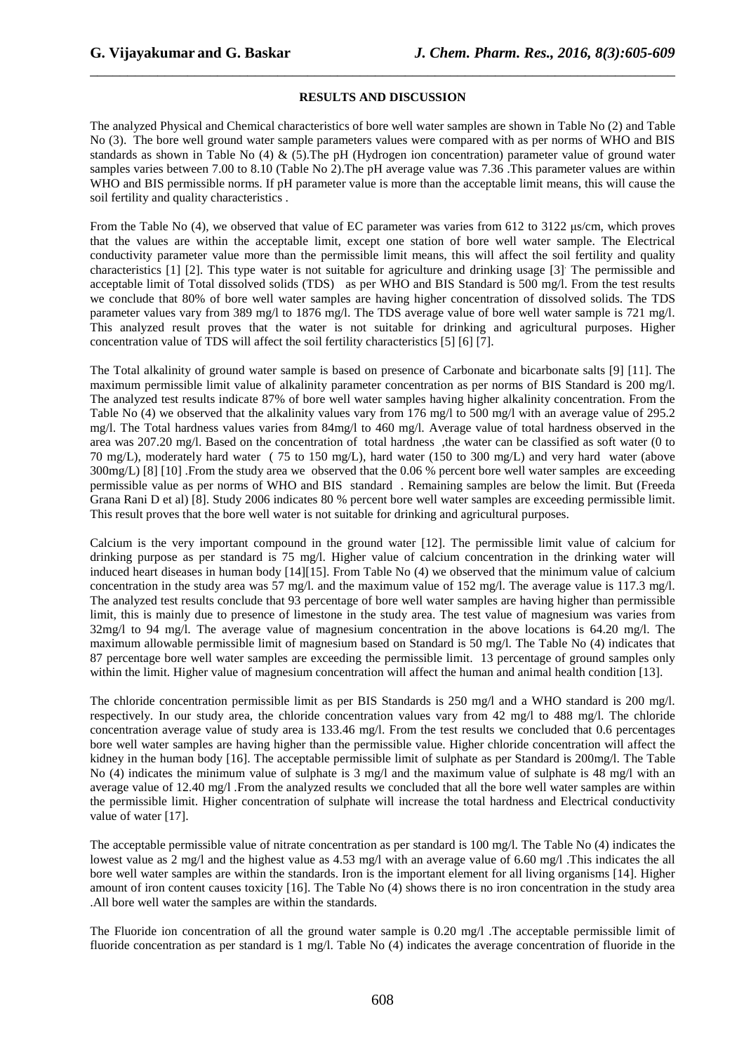**RESULTS AND DISCUSSION**

The analyzed Physical and Chemical characteristics of bore well water samples are shown in Table No (2) and Table No (3). The bore well ground water sample parameters values were compared with as per norms of WHO and BIS standards as shown in Table No (4) & (5).The pH (Hydrogen ion concentration) parameter value of ground water samples varies between 7.00 to 8.10 (Table No 2).The pH average value was 7.36 .This parameter values are within WHO and BIS permissible norms. If pH parameter value is more than the acceptable limit means, this will cause the soil fertility and quality characteristics .

From the Table No (4), we observed that value of EC parameter was varies from 612 to 3122 μs/cm, which proves that the values are within the acceptable limit, except one station of bore well water sample. The Electrical conductivity parameter value more than the permissible limit means, this will affect the soil fertility and quality characteristics [1] [2]. This type water is not suitable for agriculture and drinking usage [3]. The permissible and acceptable limit of Total dissolved solids (TDS) as per WHO and BIS Standard is 500 mg/l. From the test results we conclude that 80% of bore well water samples are having higher concentration of dissolved solids. The TDS parameter values vary from 389 mg/l to 1876 mg/l. The TDS average value of bore well water sample is 721 mg/l. This analyzed result proves that the water is not suitable for drinking and agricultural purposes. Higher concentration value of TDS will affect the soil fertility characteristics [5] [6] [7].

The Total alkalinity of ground water sample is based on presence of Carbonate and bicarbonate salts [9] [11]. The maximum permissible limit value of alkalinity parameter concentration as per norms of BIS Standard is 200 mg/l. The analyzed test results indicate 87% of bore well water samples having higher alkalinity concentration. From the Table No (4) we observed that the alkalinity values vary from 176 mg/l to 500 mg/l with an average value of 295.2 mg/l. The Total hardness values varies from 84mg/l to 460 mg/l. Average value of total hardness observed in the area was 207.20 mg/l. Based on the concentration of total hardness ,the water can be classified as soft water (0 to 70 mg/L), moderately hard water ( 75 to 150 mg/L), hard water (150 to 300 mg/L) and very hard water (above 300mg/L) [8] [10] .From the study area we observed that the 0.06 % percent bore well water samples are exceeding permissible value as per norms of WHO and BIS standard . Remaining samples are below the limit. But (Freeda Grana Rani D et al) [8]. Study 2006 indicates 80 % percent bore well water samples are exceeding permissible limit. This result proves that the bore well water is not suitable for drinking and agricultural purposes.

Calcium is the very important compound in the ground water [12]. The permissible limit value of calcium for drinking purpose as per standard is 75 mg/l. Higher value of calcium concentration in the drinking water will induced heart diseases in human body [14][15]. From Table No (4) we observed that the minimum value of calcium concentration in the study area was 57 mg/l. and the maximum value of 152 mg/l. The average value is 117.3 mg/l. The analyzed test results conclude that 93 percentage of bore well water samples are having higher than permissible limit, this is mainly due to presence of limestone in the study area. The test value of magnesium was varies from 32mg/l to 94 mg/l. The average value of magnesium concentration in the above locations is 64.20 mg/l. The maximum allowable permissible limit of magnesium based on Standard is 50 mg/l. The Table No (4) indicates that 87 percentage bore well water samples are exceeding the permissible limit. 13 percentage of ground samples only within the limit. Higher value of magnesium concentration will affect the human and animal health condition [13].

The chloride concentration permissible limit as per BIS Standards is 250 mg/l and a WHO standard is 200 mg/l. respectively. In our study area, the chloride concentration values vary from 42 mg/l to 488 mg/l. The chloride concentration average value of study area is 133.46 mg/l. From the test results we concluded that 0.6 percentages bore well water samples are having higher than the permissible value. Higher chloride concentration will affect the kidney in the human body [16]. The acceptable permissible limit of sulphate as per Standard is 200mg/l. The Table No (4) indicates the minimum value of sulphate is 3 mg/l and the maximum value of sulphate is 48 mg/l with an average value of 12.40 mg/l .From the analyzed results we concluded that all the bore well water samples are within the permissible limit. Higher concentration of sulphate will increase the total hardness and Electrical conductivity value of water [17].

The acceptable permissible value of nitrate concentration as per standard is 100 mg/l. The Table No (4) indicates the lowest value as 2 mg/l and the highest value as 4.53 mg/l with an average value of 6.60 mg/l .This indicates the all bore well water samples are within the standards. Iron is the important element for all living organisms [14]. Higher amount of iron content causes toxicity [16]. The Table No (4) shows there is no iron concentration in the study area .All bore well water the samples are within the standards.

The Fluoride ion concentration of all the ground water sample is 0.20 mg/l .The acceptable permissible limit of fluoride concentration as per standard is 1 mg/l. Table No (4) indicates the average concentration of fluoride in the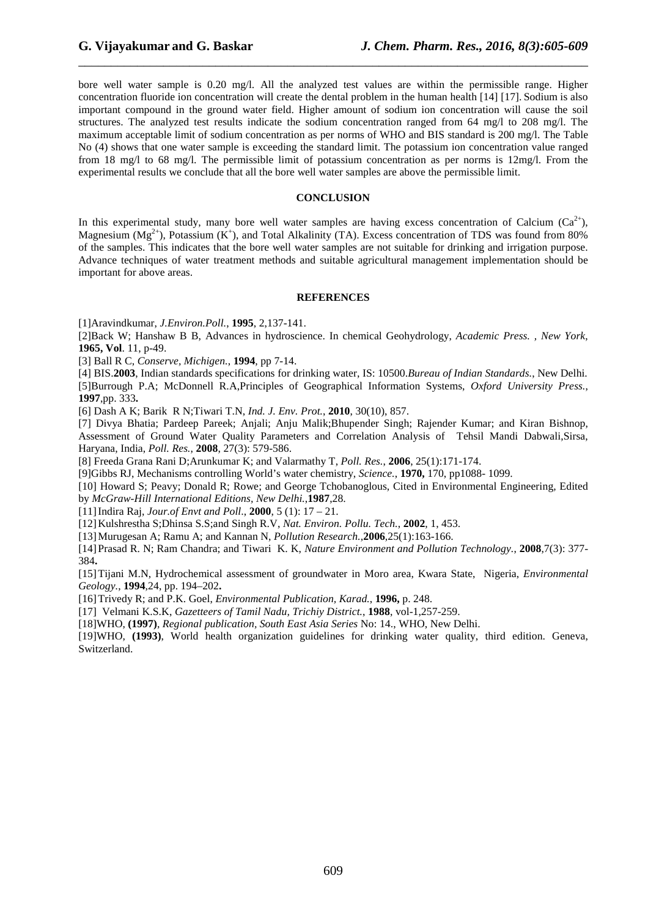bore well water sample is 0.20 mg/l. All the analyzed test values are within the permissible range. Higher concentration fluoride ion concentration will create the dental problem in the human health [14] [17]. Sodium is also important compound in the ground water field. Higher amount of sodium ion concentration will cause the soil structures. The analyzed test results indicate the sodium concentration ranged from 64 mg/l to 208 mg/l. The maximum acceptable limit of sodium concentration as per norms of WHO and BIS standard is 200 mg/l. The Table No (4) shows that one water sample is exceeding the standard limit. The potassium ion concentration value ranged from 18 mg/l to 68 mg/l. The permissible limit of potassium concentration as per norms is 12mg/l. From the experimental results we conclude that all the bore well water samples are above the permissible limit.

## CONCLUSION

In this experimental study, many bore well water samples are having excess concentration of Calcium ($Ca^{2+}$), Magnesium ($Mg^{2+}$), Potassium ($K^{+}$), and Total Alkalinity (TA). Excess concentration of TDS was found from 80% of the samples. This indicates that the bore well water samples are not suitable for drinking and irrigation purpose. Advance techniques of water treatment methods and suitable agricultural management implementation should be important for above areas.

## REFERENCES

[1]Aravindkumar, *J.Environ.Poll.*, **1995**, 2,137-141.

[2]Back W; Hanshaw B B, Advances in hydroscience. In chemical Geohydrology, *Academic Press. , New York*, **1965, Vol**. 11, p-49.

[3] Ball R C, *Conserve, Michigen.*, **1994**, pp 7-14.

[4] BIS.**2003**, Indian standards specifications for drinking water, IS: 10500.*Bureau of Indian Standards.*, New Delhi.

[5]Burrough P.A; McDonnell R.A,Principles of Geographical Information Systems, *Oxford University Press.*, **1997**,pp. 333**.**

[6] Dash A K; Barik R N;Tiwari T.N, *Ind. J. Env. Prot.*, **2010**, 30(10), 857.

[7] Divya Bhatia; Pardeep Pareek; Anjali; Anju Malik;Bhupender Singh; Rajender Kumar; and Kiran Bishnop, Assessment of Ground Water Quality Parameters and Correlation Analysis of Tehsil Mandi Dabwali,Sirsa, Haryana, India, *Poll. Res.*, **2008**, 27(3): 579-586.

[8] Freeda Grana Rani D;Arunkumar K; and Valarmathy T, *Poll. Res.*, **2006**, 25(1):171-174.

[9]Gibbs RJ, Mechanisms controlling World's water chemistry, *Science.*, **1970,** 170, pp1088- 1099.

[10] Howard S; Peavy; Donald R; Rowe; and George Tchobanoglous, Cited in Environmental Engineering, Edited by *McGraw-Hill International Editions, New Delhi.*,**1987**,28.

[11] Indira Raj, *Jour.of Envt and Poll.*, **2000**, 5 (1): 17 – 21.

[12] Kulshrestha S;Dhinsa S.S;and Singh R.V, *Nat. Environ. Pollu. Tech.*, **2002**, 1, 453.

[13] Murugesan A; Ramu A; and Kannan N, *Pollution Research.*,**2006**,25(1):163-166.

[14] Prasad R. N; Ram Chandra; and Tiwari K. K, *Nature Environment and Pollution Technology.*, **2008**,7(3): 377-384**.**

[15] Tijani M.N, Hydrochemical assessment of groundwater in Moro area, Kwara State, Nigeria, *Environmental Geology.*, **1994**,24, pp. 194–202**.**

[16] Trivedy R; and P.K. Goel, *Environmental Publication, Karad.*, **1996,** p. 248.

[17] Velmani K.S.K, *Gazetteers of Tamil Nadu, Trichiy District.*, **1988**, vol-1,257-259.

[18]WHO, **(1997)**, *Regional publication, South East Asia Series* No: 14., WHO, New Delhi.

[19]WHO, **(1993)**, World health organization guidelines for drinking water quality, third edition. Geneva, Switzerland.